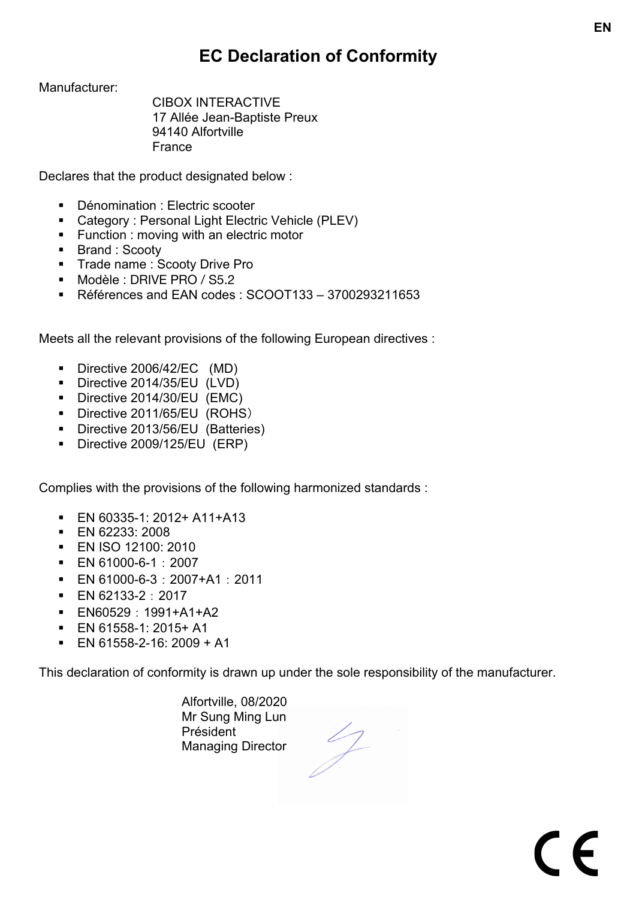# EC Declaration of Conformity

Manufacturer:

CIBOX INTERACTIVE
17 Allée Jean-Baptiste Preux
94140 Alfortville
France

Declares that the product designated below :

- Dénomination : Electric scooter
- Category : Personal Light Electric Vehicle (PLEV)
- Function : moving with an electric motor
- Brand : Scooty
- Trade name : Scooty Drive Pro
- Modèle : DRIVE PRO / S5.2
- Références and EAN codes : SCOOT133 – 3700293211653

Meets all the relevant provisions of the following European directives :

- Directive 2006/42/EC (MD)
- Directive 2014/35/EU (LVD)
- Directive 2014/30/EU (EMC)
- Directive 2011/65/EU (ROHS）
- Directive 2013/56/EU (Batteries)
- Directive 2009/125/EU (ERP)

Complies with the provisions of the following harmonized standards :

- EN 60335-1: 2012+ A11+A13
- EN 62233: 2008
- EN ISO 12100: 2010
- EN 61000-6-1：2007
- EN 61000-6-3：2007+A1：2011
- EN 62133-2：2017
- EN60529：1991+A1+A2
- EN 61558-1: 2015+ A1
- EN 61558-2-16: 2009 + A1

This declaration of conformity is drawn up under the sole responsibility of the manufacturer.

Alfortville, 08/2020
Mr Sung Ming Lun
Président
Managing Director

CE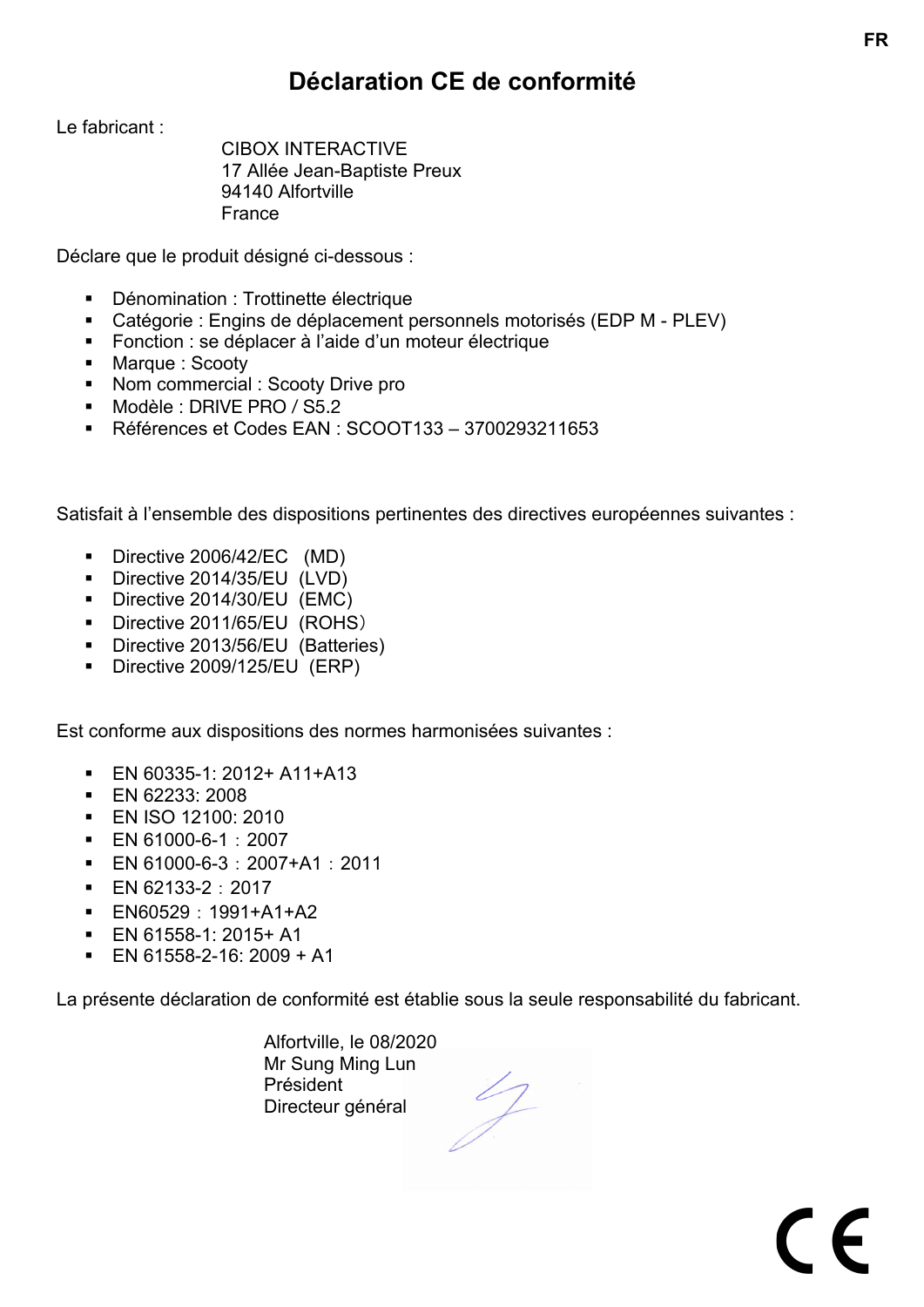# Déclaration CE de conformité

Le fabricant :

CIBOX INTERACTIVE
17 Allée Jean-Baptiste Preux
94140 Alfortville
France

Déclare que le produit désigné ci-dessous :

- Dénomination : Trottinette électrique
- Catégorie : Engins de déplacement personnels motorisés (EDP M - PLEV)
- Fonction : se déplacer à l'aide d'un moteur électrique
- Marque : Scooty
- Nom commercial : Scooty Drive pro
- Modèle : DRIVE PRO / S5.2
- Références et Codes EAN : SCOOT133 – 3700293211653

Satisfait à l'ensemble des dispositions pertinentes des directives européennes suivantes :

- Directive 2006/42/EC (MD)
- Directive 2014/35/EU (LVD)
- Directive 2014/30/EU (EMC)
- Directive 2011/65/EU (ROHS)
- Directive 2013/56/EU (Batteries)
- Directive 2009/125/EU (ERP)

Est conforme aux dispositions des normes harmonisées suivantes :

- EN 60335-1: 2012+ A11+A13
- EN 62233: 2008
- EN ISO 12100: 2010
- EN 61000-6-1：2007
- EN 61000-6-3：2007+A1：2011
- EN 62133-2：2017
- EN60529：1991+A1+A2
- EN 61558-1: 2015+ A1
- EN 61558-2-16: 2009 + A1

La présente déclaration de conformité est établie sous la seule responsabilité du fabricant.

Alfortville, le 08/2020
Mr Sung Ming Lun
Président
Directeur général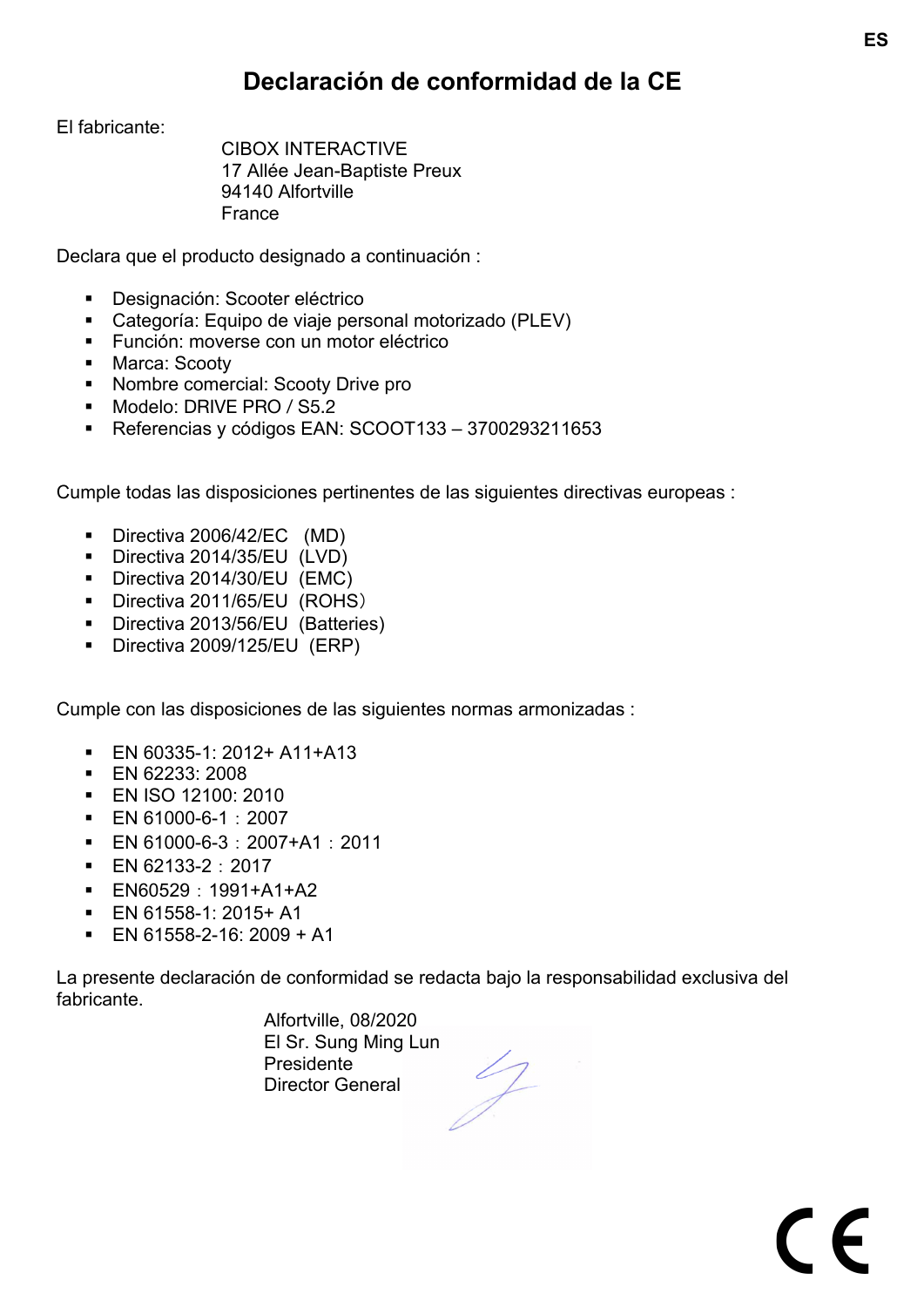# Declaración de conformidad de la CE

El fabricante:

CIBOX INTERACTIVE
17 Allée Jean-Baptiste Preux
94140 Alfortville
France

Declara que el producto designado a continuación :

- Designación: Scooter eléctrico
- Categoría: Equipo de viaje personal motorizado (PLEV)
- Función: moverse con un motor eléctrico
- Marca: Scooty
- Nombre comercial: Scooty Drive pro
- Modelo: DRIVE PRO / S5.2
- Referencias y códigos EAN: SCOOT133 – 3700293211653

Cumple todas las disposiciones pertinentes de las siguientes directivas europeas :

- Directiva 2006/42/EC (MD)
- Directiva 2014/35/EU (LVD)
- Directiva 2014/30/EU (EMC)
- Directiva 2011/65/EU (ROHS）
- Directiva 2013/56/EU (Batteries)
- Directiva 2009/125/EU (ERP)

Cumple con las disposiciones de las siguientes normas armonizadas :

- EN 60335-1: 2012+ A11+A13
- EN 62233: 2008
- EN ISO 12100: 2010
- EN 61000-6-1：2007
- EN 61000-6-3：2007+A1：2011
- EN 62133-2：2017
- EN60529：1991+A1+A2
- EN 61558-1: 2015+ A1
- EN 61558-2-16: 2009 + A1

La presente declaración de conformidad se redacta bajo la responsabilidad exclusiva del fabricante.

Alfortville, 08/2020
El Sr. Sung Ming Lun
Presidente
Director General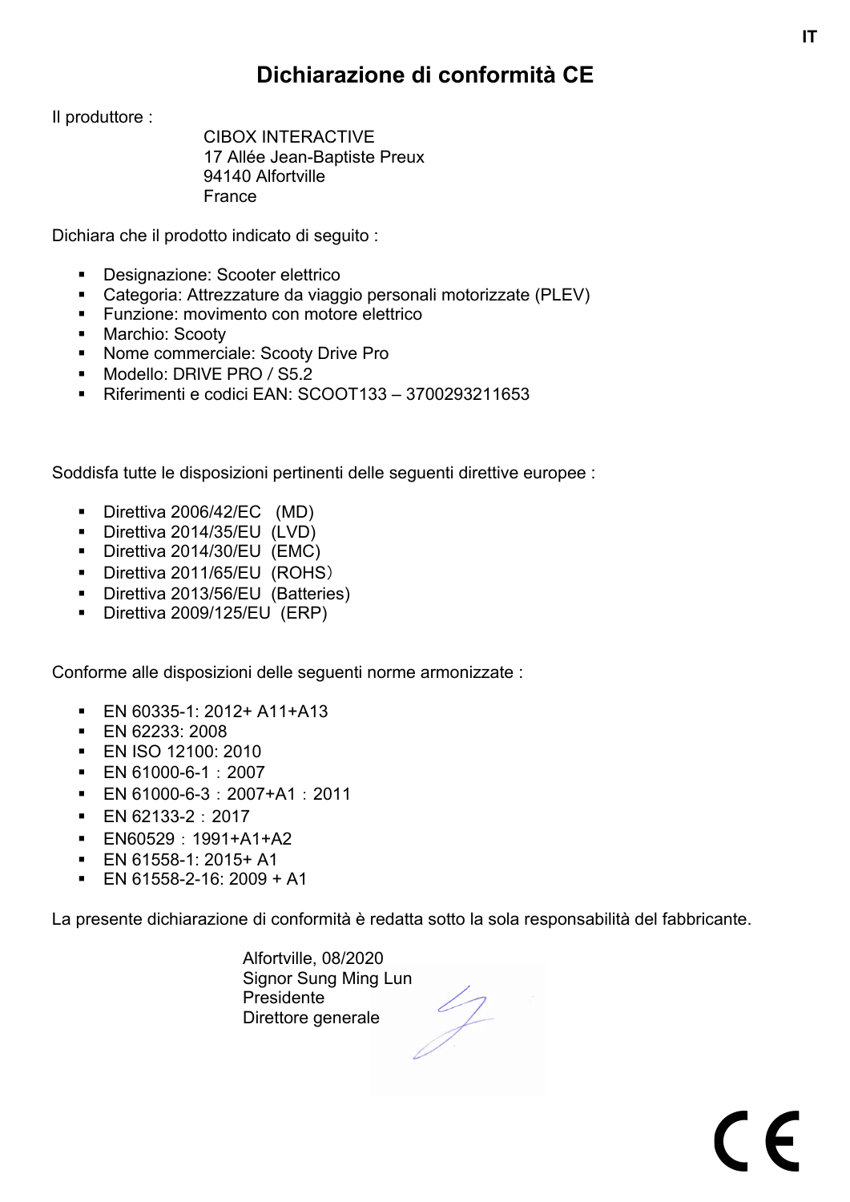# Dichiarazione di conformità CE

Il produttore :

CIBOX INTERACTIVE
17 Allée Jean-Baptiste Preux
94140 Alfortville
France

Dichiara che il prodotto indicato di seguito :

- Designazione: Scooter elettrico
- Categoria: Attrezzature da viaggio personali motorizzate (PLEV)
- Funzione: movimento con motore elettrico
- Marchio: Scooty
- Nome commerciale: Scooty Drive Pro
- Modello: DRIVE PRO / S5.2
- Riferimenti e codici EAN: SCOOT133 – 3700293211653

Soddisfa tutte le disposizioni pertinenti delle seguenti direttive europee :

- Direttiva 2006/42/EC (MD)
- Direttiva 2014/35/EU (LVD)
- Direttiva 2014/30/EU (EMC)
- Direttiva 2011/65/EU (ROHS）
- Direttiva 2013/56/EU (Batteries)
- Direttiva 2009/125/EU (ERP)

Conforme alle disposizioni delle seguenti norme armonizzate :

- EN 60335-1: 2012+ A11+A13
- EN 62233: 2008
- EN ISO 12100: 2010
- EN 61000-6-1：2007
- EN 61000-6-3：2007+A1：2011
- EN 62133-2：2017
- EN60529：1991+A1+A2
- EN 61558-1: 2015+ A1
- EN 61558-2-16: 2009 + A1

La presente dichiarazione di conformità è redatta sotto la sola responsabilità del fabbricante.

Alfortville, 08/2020
Signor Sung Ming Lun
Presidente
Direttore generale

CE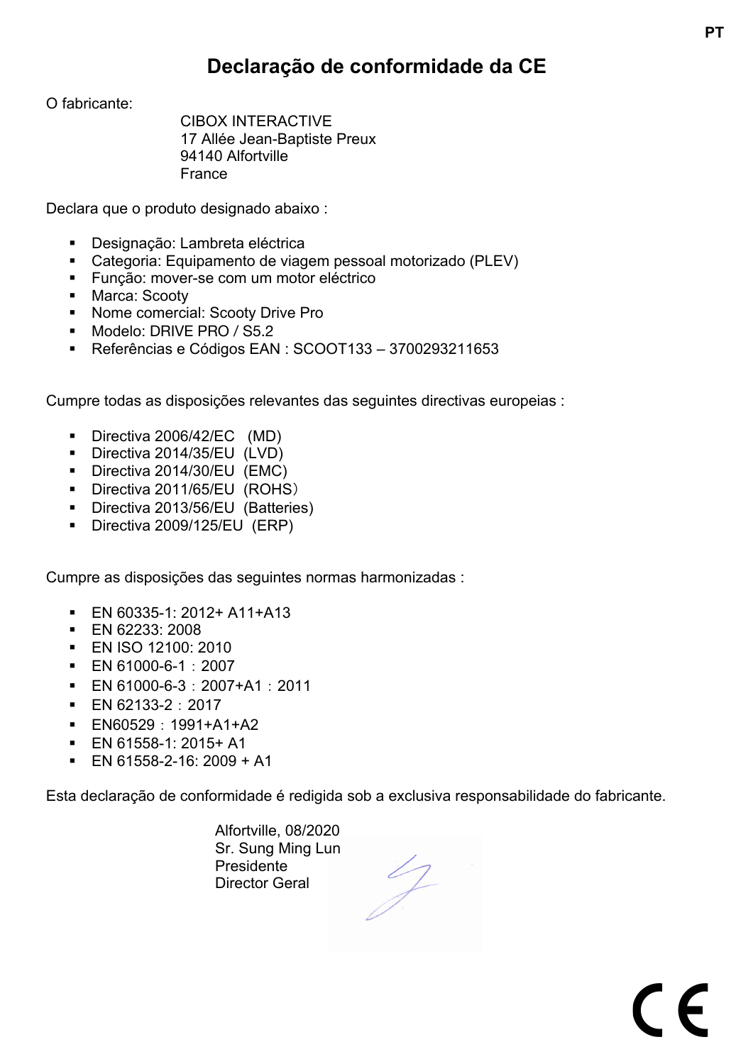# Declaração de conformidade da CE

O fabricante:

CIBOX INTERACTIVE
17 Allée Jean-Baptiste Preux
94140 Alfortville
France

Declara que o produto designado abaixo :

- Designação: Lambreta eléctrica
- Categoria: Equipamento de viagem pessoal motorizado (PLEV)
- Função: mover-se com um motor eléctrico
- Marca: Scooty
- Nome comercial: Scooty Drive Pro
- Modelo: DRIVE PRO / S5.2
- Referências e Códigos EAN : SCOOT133 – 3700293211653

Cumpre todas as disposições relevantes das seguintes directivas europeias :

- Directiva 2006/42/EC (MD)
- Directiva 2014/35/EU (LVD)
- Directiva 2014/30/EU (EMC)
- Directiva 2011/65/EU (ROHS）
- Directiva 2013/56/EU (Batteries)
- Directiva 2009/125/EU (ERP)

Cumpre as disposições das seguintes normas harmonizadas :

- EN 60335-1: 2012+ A11+A13
- EN 62233: 2008
- EN ISO 12100: 2010
- EN 61000-6-1：2007
- EN 61000-6-3：2007+A1：2011
- EN 62133-2：2017
- EN60529：1991+A1+A2
- EN 61558-1: 2015+ A1
- EN 61558-2-16: 2009 + A1

Esta declaração de conformidade é redigida sob a exclusiva responsabilidade do fabricante.

Alfortville, 08/2020
Sr. Sung Ming Lun
Presidente
Director Geral

CE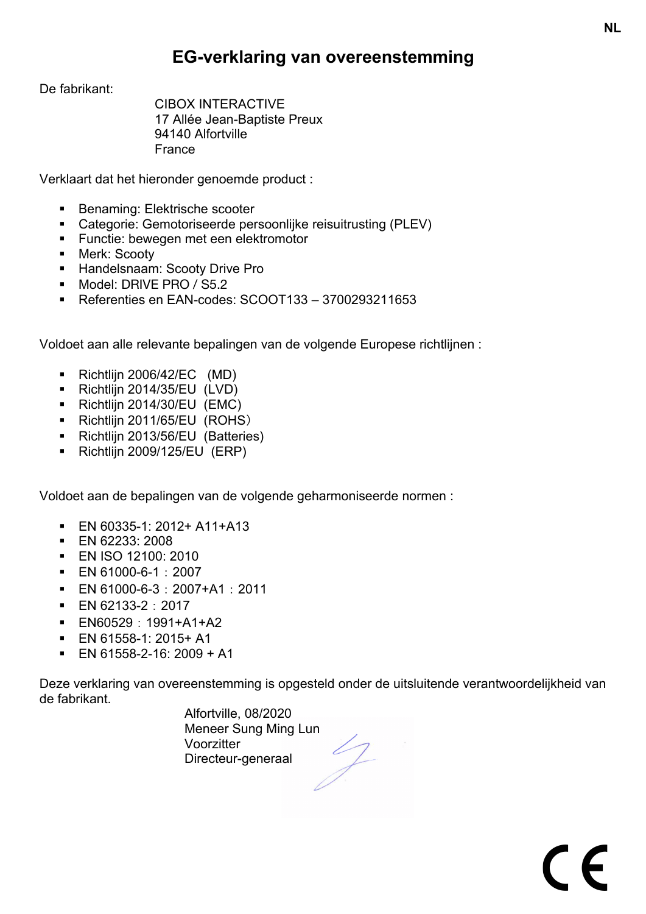# EG-verklaring van overeenstemming

De fabrikant:

CIBOX INTERACTIVE
17 Allée Jean-Baptiste Preux
94140 Alfortville
France

Verklaart dat het hieronder genoemde product :

- Benaming: Elektrische scooter
- Categorie: Gemotoriseerde persoonlijke reisuitrusting (PLEV)
- Functie: bewegen met een elektromotor
- Merk: Scooty
- Handelsnaam: Scooty Drive Pro
- Model: DRIVE PRO / S5.2
- Referenties en EAN-codes: SCOOT133 – 3700293211653

Voldoet aan alle relevante bepalingen van de volgende Europese richtlijnen :

- Richtlijn 2006/42/EC (MD)
- Richtlijn 2014/35/EU (LVD)
- Richtlijn 2014/30/EU (EMC)
- Richtlijn 2011/65/EU (ROHS）
- Richtlijn 2013/56/EU (Batteries)
- Richtlijn 2009/125/EU (ERP)

Voldoet aan de bepalingen van de volgende geharmoniseerde normen :

- EN 60335-1: 2012+ A11+A13
- EN 62233: 2008
- EN ISO 12100: 2010
- EN 61000-6-1：2007
- EN 61000-6-3：2007+A1：2011
- EN 62133-2：2017
- EN60529：1991+A1+A2
- EN 61558-1: 2015+ A1
- EN 61558-2-16: 2009 + A1

Deze verklaring van overeenstemming is opgesteld onder de uitsluitende verantwoordelijkheid van de fabrikant.

Alfortville, 08/2020
Meneer Sung Ming Lun
Voorzitter
Directeur-generaal

CE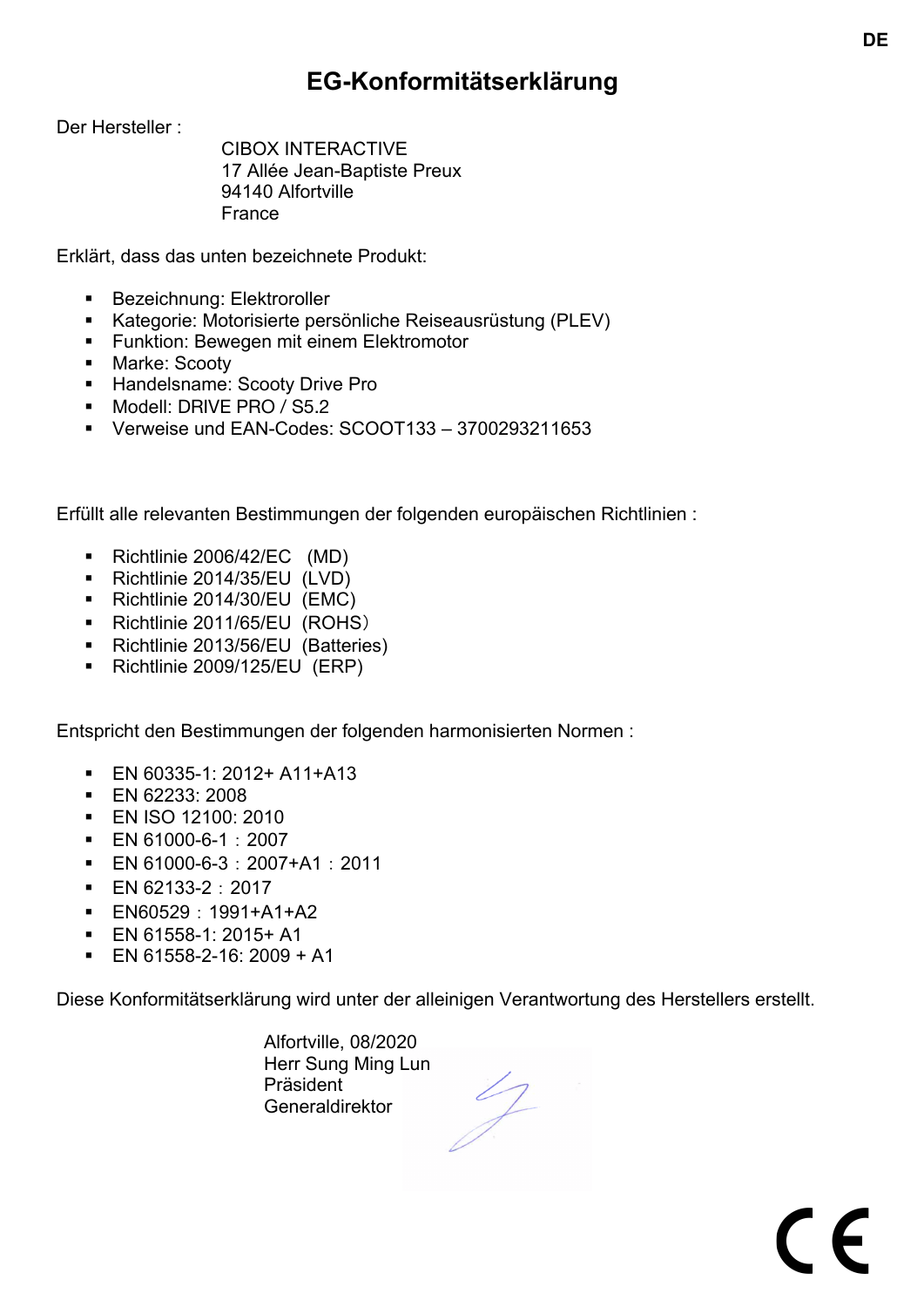# EG-Konformitätserklärung

Der Hersteller :

CIBOX INTERACTIVE
17 Allée Jean-Baptiste Preux
94140 Alfortville
France

Erklärt, dass das unten bezeichnete Produkt:

- Bezeichnung: Elektroroller
- Kategorie: Motorisierte persönliche Reiseausrüstung (PLEV)
- Funktion: Bewegen mit einem Elektromotor
- Marke: Scooty
- Handelsname: Scooty Drive Pro
- Modell: DRIVE PRO / S5.2
- Verweise und EAN-Codes: SCOOT133 – 3700293211653

Erfüllt alle relevanten Bestimmungen der folgenden europäischen Richtlinien :

- Richtlinie 2006/42/EC (MD)
- Richtlinie 2014/35/EU (LVD)
- Richtlinie 2014/30/EU (EMC)
- Richtlinie 2011/65/EU (ROHS）
- Richtlinie 2013/56/EU (Batteries)
- Richtlinie 2009/125/EU (ERP)

Entspricht den Bestimmungen der folgenden harmonisierten Normen :

- EN 60335-1: 2012+ A11+A13
- EN 62233: 2008
- EN ISO 12100: 2010
- EN 61000-6-1：2007
- EN 61000-6-3：2007+A1：2011
- EN 62133-2：2017
- EN60529：1991+A1+A2
- EN 61558-1: 2015+ A1
- EN 61558-2-16: 2009 + A1

Diese Konformitätserklärung wird unter der alleinigen Verantwortung des Herstellers erstellt.

Alfortville, 08/2020
Herr Sung Ming Lun
Präsident
Generaldirektor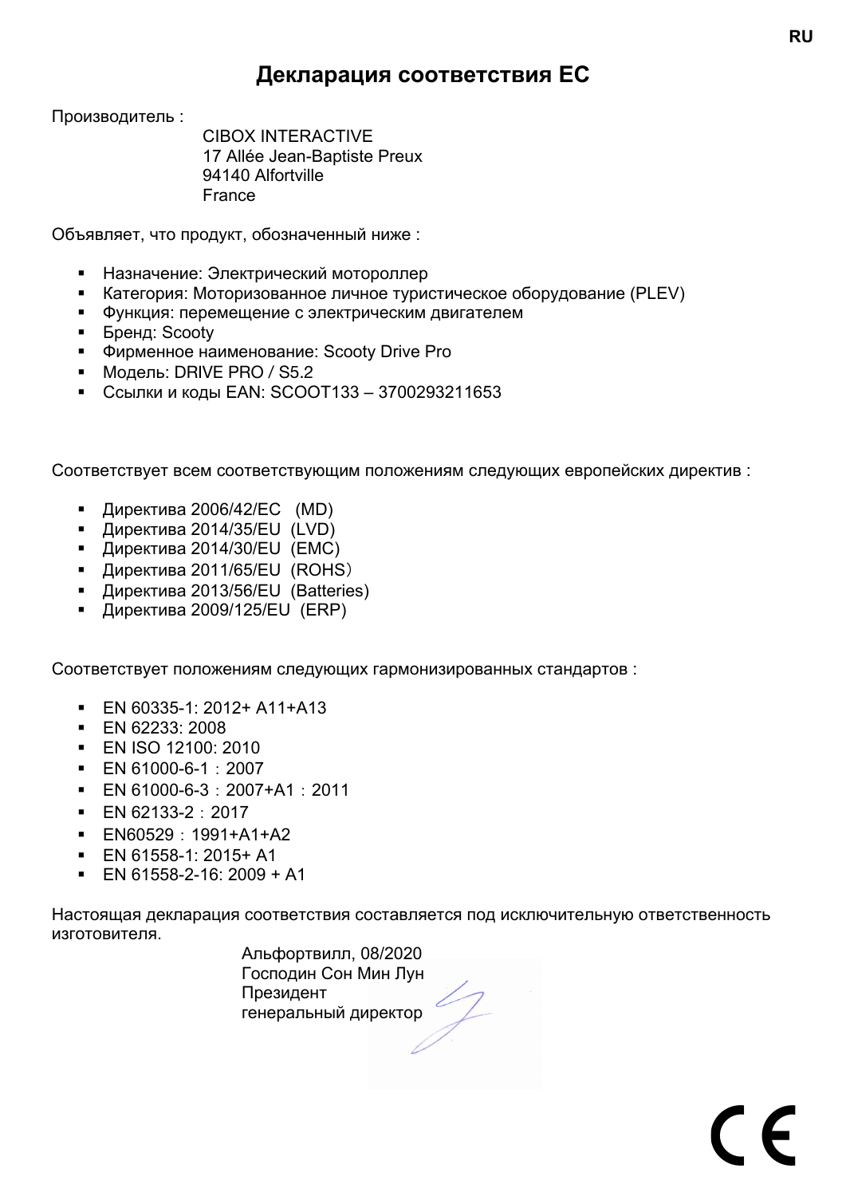RU

# Декларация соответствия ЕС

Производитель :

CIBOX INTERACTIVE
17 Allée Jean-Baptiste Preux
94140 Alfortville
France

Объявляет, что продукт, обозначенный ниже :

- Назначение: Электрический мотороллер
- Категория: Моторизованное личное туристическое оборудование (PLEV)
- Функция: перемещение с электрическим двигателем
- Бренд: Scooty
- Фирменное наименование: Scooty Drive Pro
- Модель: DRIVE PRO / S5.2
- Ссылки и коды EAN: SCOOT133 – 3700293211653

Соответствует всем соответствующим положениям следующих европейских директив :

- Директива 2006/42/EC (MD)
- Директива 2014/35/EU (LVD)
- Директива 2014/30/EU (EMC)
- Директива 2011/65/EU (ROHS)
- Директива 2013/56/EU (Batteries)
- Директива 2009/125/EU (ERP)

Соответствует положениям следующих гармонизированных стандартов :

- EN 60335-1: 2012+ A11+A13
- EN 62233: 2008
- EN ISO 12100: 2010
- EN 61000-6-1：2007
- EN 61000-6-3：2007+A1：2011
- EN 62133-2：2017
- EN60529：1991+A1+A2
- EN 61558-1: 2015+ A1
- EN 61558-2-16: 2009 + A1

Настоящая декларация соответствия составляется под исключительную ответственность изготовителя.

Альфортвилл, 08/2020
Господин Сон Мин Лун
Президент
генеральный директор

CE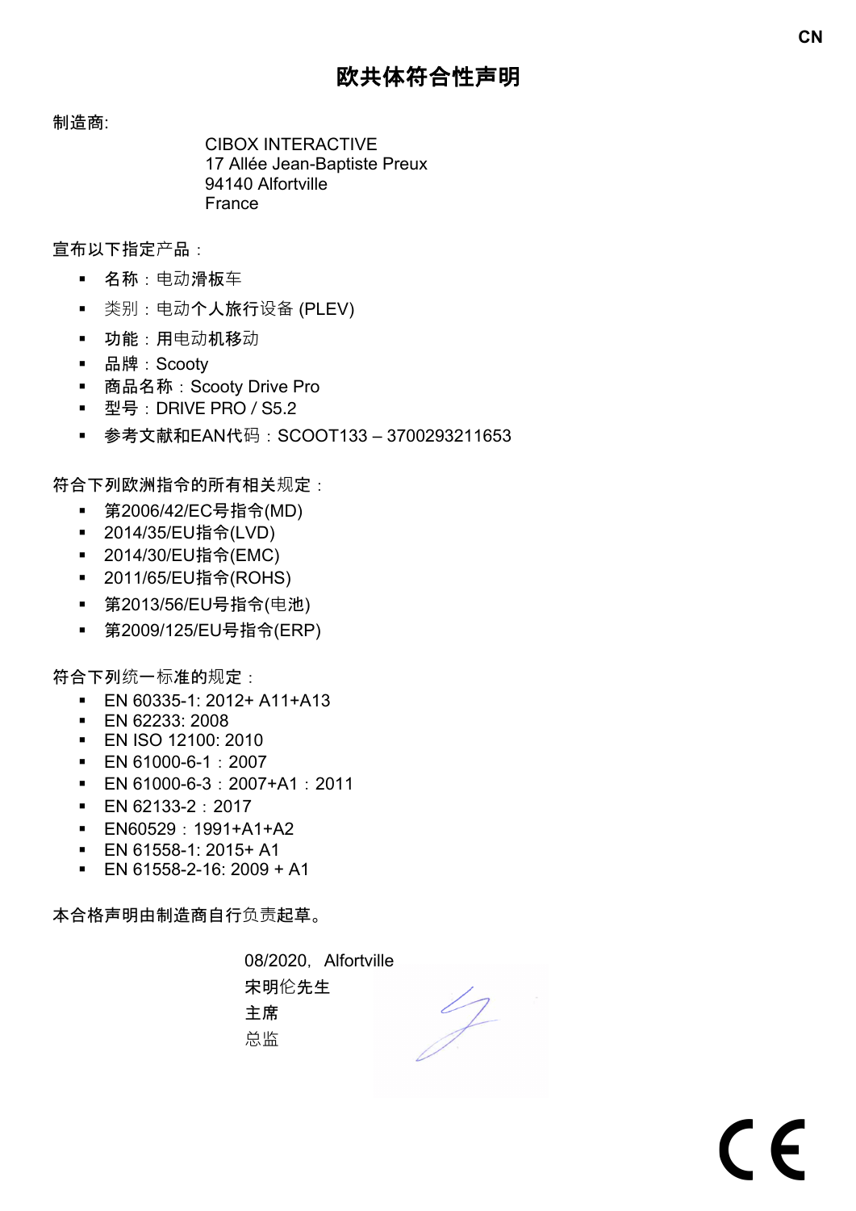# 欧共体符合性声明

制造商:

CIBOX INTERACTIVE
17 Allée Jean-Baptiste Preux
94140 Alfortville
France

宣布以下指定产品：

- 名称：电动滑板车
- 类别：电动个人旅行设备 (PLEV)
- 功能：用电动机移动
- 品牌：Scooty
- 商品名称：Scooty Drive Pro
- 型号：DRIVE PRO / S5.2
- 参考文献和EAN代码：SCOOT133 – 3700293211653

符合下列欧洲指令的所有相关规定：

- 第2006/42/EC号指令(MD)
- 2014/35/EU指令(LVD)
- 2014/30/EU指令(EMC)
- 2011/65/EU指令(ROHS)
- 第2013/56/EU号指令(电池)
- 第2009/125/EU号指令(ERP)

符合下列统一标准的规定：

- EN 60335-1: 2012+ A11+A13
- EN 62233: 2008
- EN ISO 12100: 2010
- EN 61000-6-1：2007
- EN 61000-6-3：2007+A1：2011
- EN 62133-2：2017
- EN60529：1991+A1+A2
- EN 61558-1: 2015+ A1
- EN 61558-2-16: 2009 + A1

本合格声明由制造商自行负责起草。

08/2020，Alfortville
宋明伦先生
主席
总监